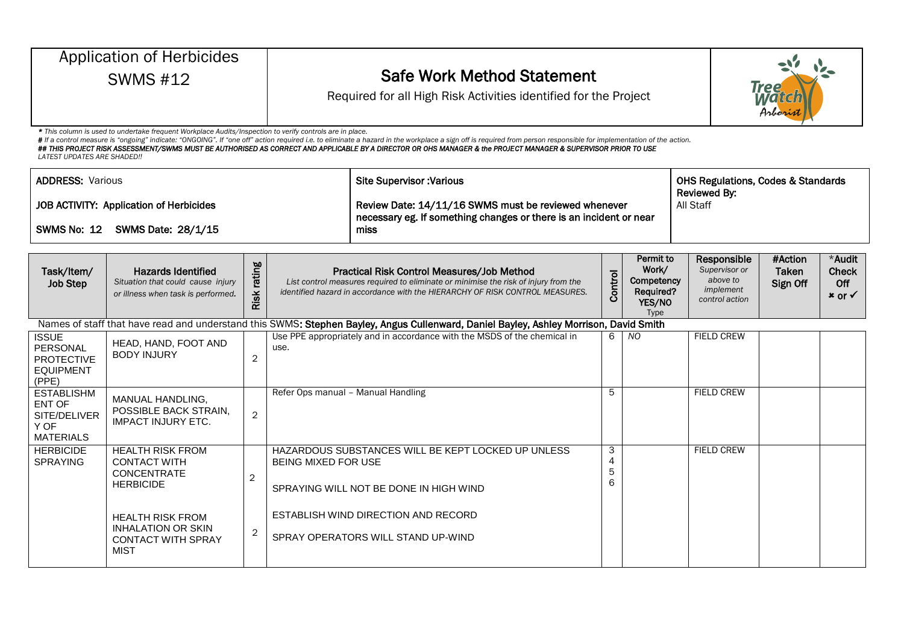# Application of Herbicides

## SWMS #12

## Safe Work Method Statement

Required for all High Risk Activities identified for the Project

*\* This column is used to undertake frequent Workplace Audits/Inspection to verify controls are in place.*

*# If a control measure is "ongoing" indicate: "ONGOING". If "one off" action required i.e. to eliminate a hazard in the workplace a sign off is required from person responsible for implementation of the action.*

***## THIS PROJECT RISK ASSESSMENT/SWMS MUST BE AUTHORISED AS CORRECT AND APPLICABLE BY A DIRECTOR OR OHS MANAGER & the PROJECT MANAGER & SUPERVISOR PRIOR TO USE***

*LATEST UPDATES ARE SHADED!!*

| | | |
|---|---|---|
| **ADDRESS:** Various<br><br>**JOB ACTIVITY: Application of Herbicides**<br><br>**SWMS No: 12 SWMS Date: 28/1/15** | **Site Supervisor :Various**<br><br>**Review Date: 14/11/16 SWMS must be reviewed whenever necessary eg. If something changes or there is an incident or near miss** | **OHS Regulations, Codes & Standards Reviewed By:**<br>All Staff |

| Task/Item/ Job Step | Hazards Identified *Situation that could cause injury or illness when task is performed.* | Risk rating | Practical Risk Control Measures/Job Method *List control measures required to eliminate or minimise the risk of injury from the identified hazard in accordance with the HIERARCHY OF RISK CONTROL MEASURES.* | Control | Permit to Work/ Competency Required? YES/NO Type | Responsible *Supervisor or above to implement control action* | #Action Taken Sign Off | *Audit Check Off ✗ or ✓ |
|---|---|---|---|---|---|---|---|---|
| Names of staff that have read and understand this SWMS: **Stephen Bayley, Angus Cullenward, Daniel Bayley, Ashley Morrison, David Smith** | | | | | | | | |
| ISSUE PERSONAL PROTECTIVE EQUIPMENT (PPE) | HEAD, HAND, FOOT AND BODY INJURY | 2 | Use PPE appropriately and in accordance with the MSDS of the chemical in use. | 6 | NO | FIELD CREW | | |
| ESTABLISHMENT OF SITE/DELIVERY OF MATERIALS | MANUAL HANDLING, POSSIBLE BACK STRAIN, IMPACT INJURY ETC. | 2 | Refer Ops manual – Manual Handling | 5 | | FIELD CREW | | |
| HERBICIDE SPRAYING | HEALTH RISK FROM CONTACT WITH CONCENTRATE HERBICIDE<br><br>HEALTH RISK FROM INHALATION OR SKIN CONTACT WITH SPRAY MIST | 2<br><br>2 | HAZARDOUS SUBSTANCES WILL BE KEPT LOCKED UP UNLESS BEING MIXED FOR USE<br><br>SPRAYING WILL NOT BE DONE IN HIGH WIND<br><br>ESTABLISH WIND DIRECTION AND RECORD<br><br>SPRAY OPERATORS WILL STAND UP-WIND | 3 4 5 6 | | FIELD CREW | | |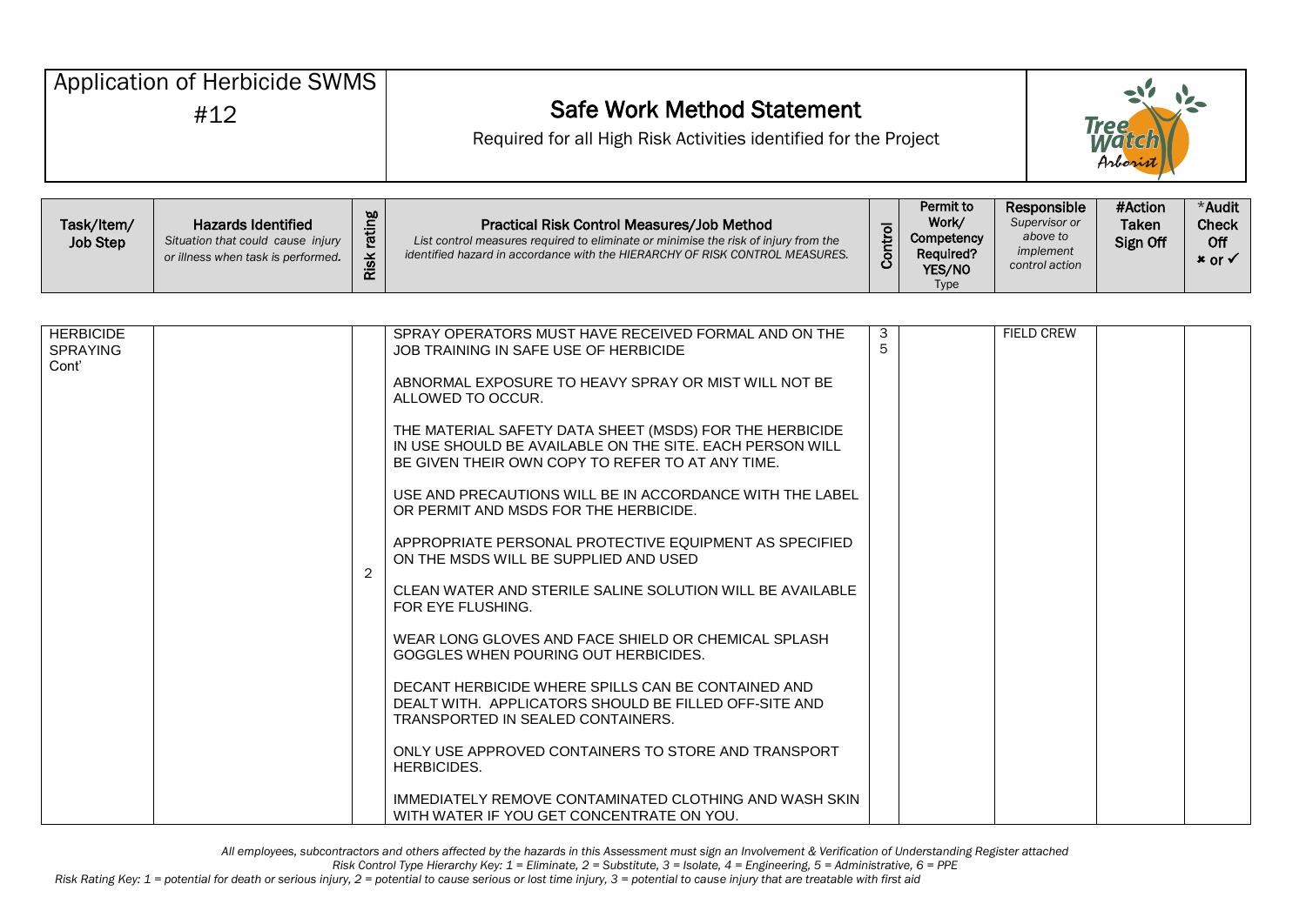| Application of Herbicide SWMS #12 | **Safe Work Method Statement** Required for all High Risk Activities identified for the Project |
|---|---|

| Task/Item/ Job Step | Hazards Identified *Situation that could cause injury or illness when task is performed.* | Risk rating | Practical Risk Control Measures/Job Method *List control measures required to eliminate or minimise the risk of injury from the identified hazard in accordance with the HIERARCHY OF RISK CONTROL MEASURES.* | Control | Permit to Work/ Competency Required? YES/NO Type | Responsible *Supervisor or above to implement control action* | #Action Taken Sign Off | *Audit Check Off ✖ or ✓ |
|---|---|---|---|---|---|---|---|---|
| HERBICIDE SPRAYING Cont' | | 2 | SPRAY OPERATORS MUST HAVE RECEIVED FORMAL AND ON THE JOB TRAINING IN SAFE USE OF HERBICIDE<br><br>ABNORMAL EXPOSURE TO HEAVY SPRAY OR MIST WILL NOT BE ALLOWED TO OCCUR.<br><br>THE MATERIAL SAFETY DATA SHEET (MSDS) FOR THE HERBICIDE IN USE SHOULD BE AVAILABLE ON THE SITE. EACH PERSON WILL BE GIVEN THEIR OWN COPY TO REFER TO AT ANY TIME.<br><br>USE AND PRECAUTIONS WILL BE IN ACCORDANCE WITH THE LABEL OR PERMIT AND MSDS FOR THE HERBICIDE.<br><br>APPROPRIATE PERSONAL PROTECTIVE EQUIPMENT AS SPECIFIED ON THE MSDS WILL BE SUPPLIED AND USED<br><br>CLEAN WATER AND STERILE SALINE SOLUTION WILL BE AVAILABLE FOR EYE FLUSHING.<br><br>WEAR LONG GLOVES AND FACE SHIELD OR CHEMICAL SPLASH GOGGLES WHEN POURING OUT HERBICIDES.<br><br>DECANT HERBICIDE WHERE SPILLS CAN BE CONTAINED AND DEALT WITH. APPLICATORS SHOULD BE FILLED OFF-SITE AND TRANSPORTED IN SEALED CONTAINERS.<br><br>ONLY USE APPROVED CONTAINERS TO STORE AND TRANSPORT HERBICIDES.<br><br>IMMEDIATELY REMOVE CONTAMINATED CLOTHING AND WASH SKIN WITH WATER IF YOU GET CONCENTRATE ON YOU. | 3<br>5 | | FIELD CREW | | |

*All employees, subcontractors and others affected by the hazards in this Assessment must sign an Involvement & Verification of Understanding Register attached*

*Risk Control Type Hierarchy Key: 1 = Eliminate, 2 = Substitute, 3 = Isolate, 4 = Engineering, 5 = Administrative, 6 = PPE*

*Risk Rating Key: 1 = potential for death or serious injury, 2 = potential to cause serious or lost time injury, 3 = potential to cause injury that are treatable with first aid*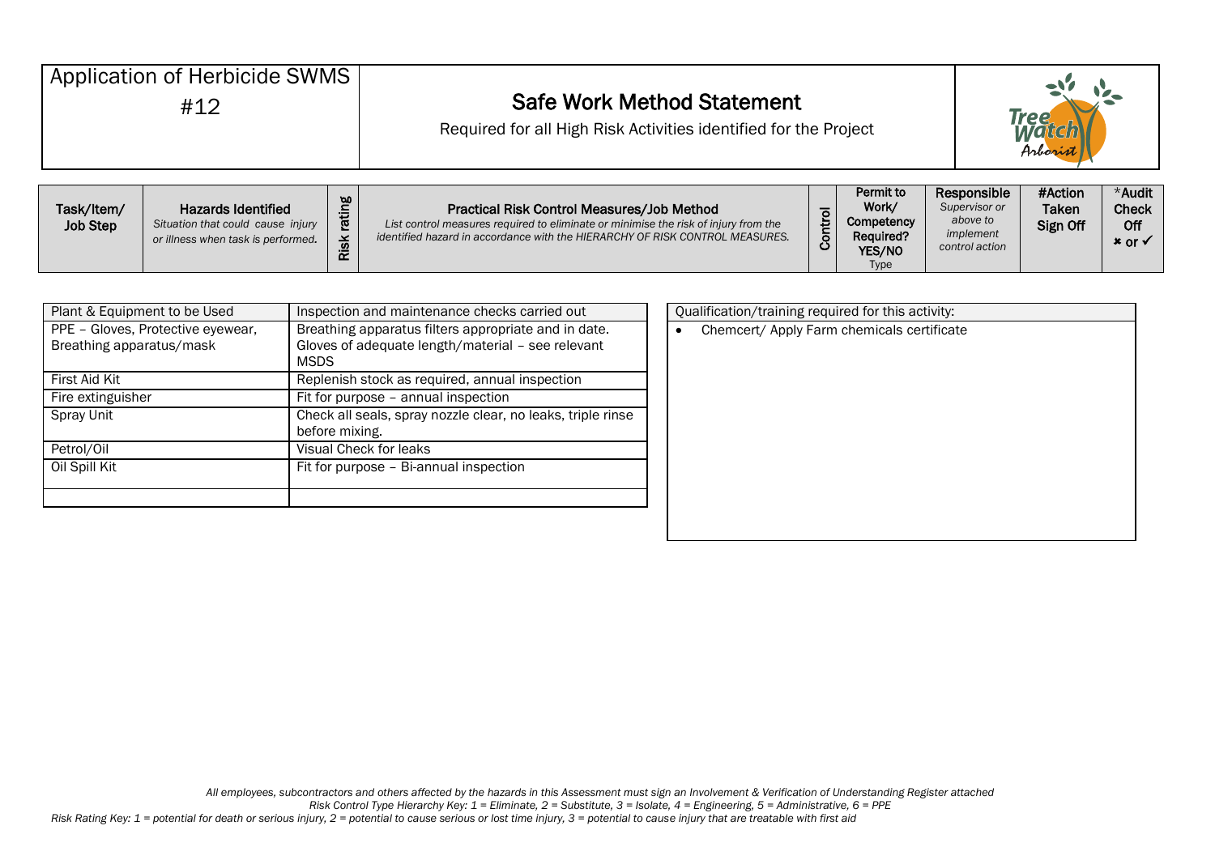| Application of Herbicide SWMS #12 | **Safe Work Method Statement** Required for all High Risk Activities identified for the Project | |
|---|---|---|

| Task/Item/ Job Step | **Hazards Identified** *Situation that could cause injury or illness when task is performed.* | Risk rating | **Practical Risk Control Measures/Job Method** *List control measures required to eliminate or minimise the risk of injury from the identified hazard in accordance with the HIERARCHY OF RISK CONTROL MEASURES.* | Control | Permit to Work/ Competency Required? YES/NO Type | Responsible *Supervisor or above to implement control action* | #Action Taken Sign Off | *Audit Check Off ✖ or ✓ |
|---|---|---|---|---|---|---|---|---|

| Plant & Equipment to be Used | Inspection and maintenance checks carried out |
|---|---|
| PPE – Gloves, Protective eyewear, Breathing apparatus/mask | Breathing apparatus filters appropriate and in date. Gloves of adequate length/material – see relevant MSDS |
| First Aid Kit | Replenish stock as required, annual inspection |
| Fire extinguisher | Fit for purpose – annual inspection |
| Spray Unit | Check all seals, spray nozzle clear, no leaks, triple rinse before mixing. |
| Petrol/Oil | Visual Check for leaks |
| Oil Spill Kit | Fit for purpose – Bi-annual inspection |
| | |

| Qualification/training required for this activity: |
|---|
| • Chemcert/ Apply Farm chemicals certificate |

*All employees, subcontractors and others affected by the hazards in this Assessment must sign an Involvement & Verification of Understanding Register attached*

*Risk Control Type Hierarchy Key: 1 = Eliminate, 2 = Substitute, 3 = Isolate, 4 = Engineering, 5 = Administrative, 6 = PPE*

*Risk Rating Key: 1 = potential for death or serious injury, 2 = potential to cause serious or lost time injury, 3 = potential to cause injury that are treatable with first aid*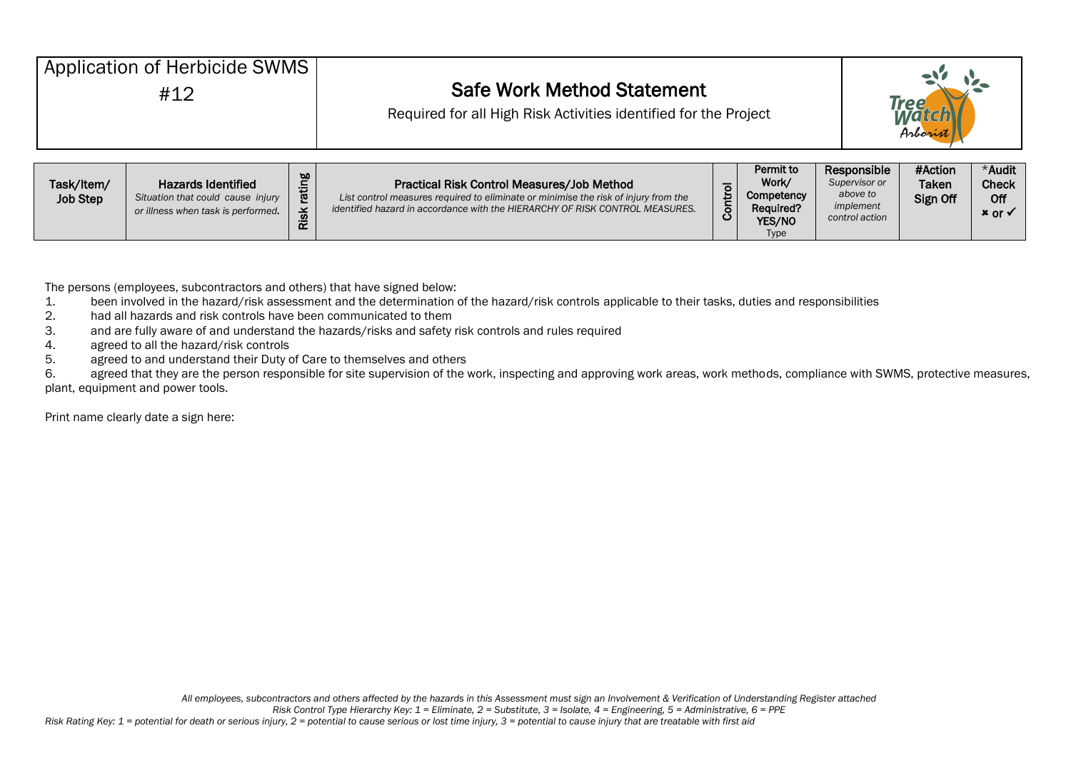| Application of Herbicide SWMS #12 | **Safe Work Method Statement** Required for all High Risk Activities identified for the Project | |
|---|---|---|

| Task/Item/ Job Step | Hazards Identified *Situation that could cause injury or illness when task is performed.* | Risk rating | Practical Risk Control Measures/Job Method *List control measures required to eliminate or minimise the risk of injury from the identified hazard in accordance with the HIERARCHY OF RISK CONTROL MEASURES.* | Control | Permit to Work/ Competency Required? YES/NO Type | Responsible *Supervisor or above to implement control action* | #Action Taken Sign Off | *Audit Check Off ✖ or ✓ |
|---|---|---|---|---|---|---|---|---|

The persons (employees, subcontractors and others) that have signed below:

1. been involved in the hazard/risk assessment and the determination of the hazard/risk controls applicable to their tasks, duties and responsibilities
2. had all hazards and risk controls have been communicated to them
3. and are fully aware of and understand the hazards/risks and safety risk controls and rules required
4. agreed to all the hazard/risk controls
5. agreed to and understand their Duty of Care to themselves and others
6. agreed that they are the person responsible for site supervision of the work, inspecting and approving work areas, work methods, compliance with SWMS, protective measures, plant, equipment and power tools.

Print name clearly date a sign here:

*All employees, subcontractors and others affected by the hazards in this Assessment must sign an Involvement & Verification of Understanding Register attached*

*Risk Control Type Hierarchy Key: 1 = Eliminate, 2 = Substitute, 3 = Isolate, 4 = Engineering, 5 = Administrative, 6 = PPE*

*Risk Rating Key: 1 = potential for death or serious injury, 2 = potential to cause serious or lost time injury, 3 = potential to cause injury that are treatable with first aid*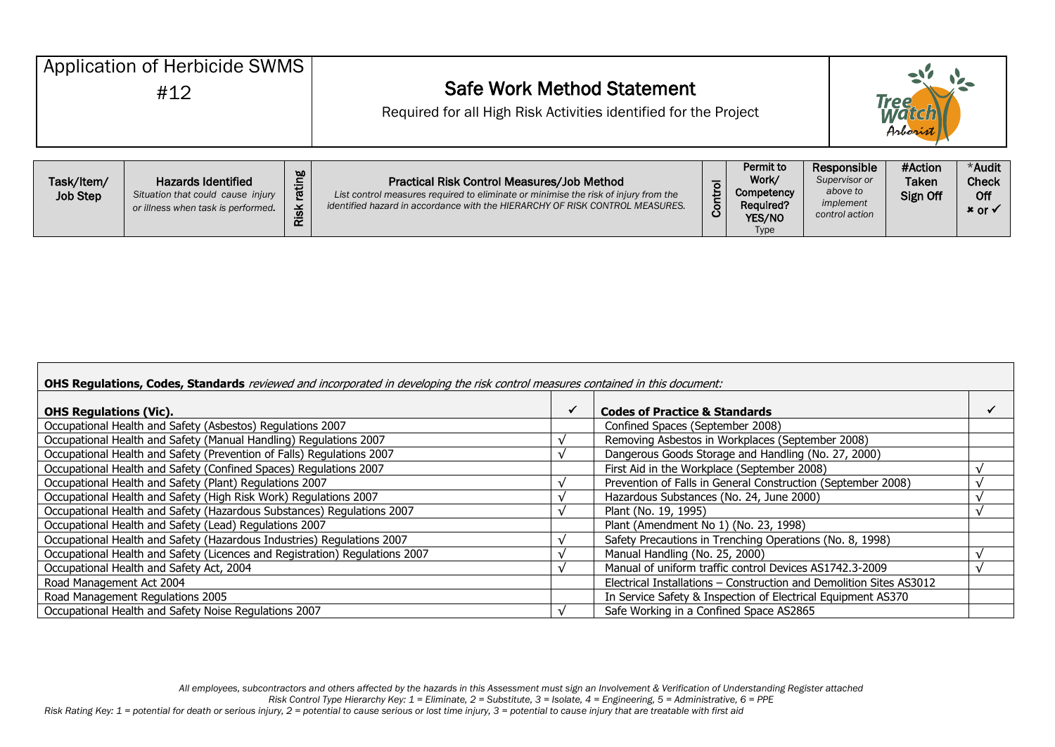| Application of Herbicide SWMS #12 | **Safe Work Method Statement** Required for all High Risk Activities identified for the Project |
|---|---|

| Task/Item/ Job Step | Hazards Identified *Situation that could cause injury or illness when task is performed.* | Risk rating | Practical Risk Control Measures/Job Method *List control measures required to eliminate or minimise the risk of injury from the identified hazard in accordance with the HIERARCHY OF RISK CONTROL MEASURES.* | Control | Permit to Work/ Competency Required? YES/NO Type | Responsible *Supervisor or above to implement control action* | #Action Taken Sign Off | *Audit Check Off ✖ or ✓ |
|---|---|---|---|---|---|---|---|---|

**OHS Regulations, Codes, Standards** *reviewed and incorporated in developing the risk control measures contained in this document:*

| OHS Regulations (Vic). | ✓ | Codes of Practice & Standards | ✓ |
|---|---|---|---|
| Occupational Health and Safety (Asbestos) Regulations 2007 | | Confined Spaces (September 2008) | |
| Occupational Health and Safety (Manual Handling) Regulations 2007 | √ | Removing Asbestos in Workplaces (September 2008) | |
| Occupational Health and Safety (Prevention of Falls) Regulations 2007 | √ | Dangerous Goods Storage and Handling (No. 27, 2000) | |
| Occupational Health and Safety (Confined Spaces) Regulations 2007 | | First Aid in the Workplace (September 2008) | √ |
| Occupational Health and Safety (Plant) Regulations 2007 | √ | Prevention of Falls in General Construction (September 2008) | √ |
| Occupational Health and Safety (High Risk Work) Regulations 2007 | √ | Hazardous Substances (No. 24, June 2000) | √ |
| Occupational Health and Safety (Hazardous Substances) Regulations 2007 | √ | Plant (No. 19, 1995) | √ |
| Occupational Health and Safety (Lead) Regulations 2007 | | Plant (Amendment No 1) (No. 23, 1998) | |
| Occupational Health and Safety (Hazardous Industries) Regulations 2007 | √ | Safety Precautions in Trenching Operations (No. 8, 1998) | |
| Occupational Health and Safety (Licences and Registration) Regulations 2007 | √ | Manual Handling (No. 25, 2000) | √ |
| Occupational Health and Safety Act, 2004 | √ | Manual of uniform traffic control Devices AS1742.3-2009 | √ |
| Road Management Act 2004 | | Electrical Installations – Construction and Demolition Sites AS3012 | |
| Road Management Regulations 2005 | | In Service Safety & Inspection of Electrical Equipment AS370 | |
| Occupational Health and Safety Noise Regulations 2007 | √ | Safe Working in a Confined Space AS2865 | |

*All employees, subcontractors and others affected by the hazards in this Assessment must sign an Involvement & Verification of Understanding Register attached*

*Risk Control Type Hierarchy Key: 1 = Eliminate, 2 = Substitute, 3 = Isolate, 4 = Engineering, 5 = Administrative, 6 = PPE*

*Risk Rating Key: 1 = potential for death or serious injury, 2 = potential to cause serious or lost time injury, 3 = potential to cause injury that are treatable with first aid*